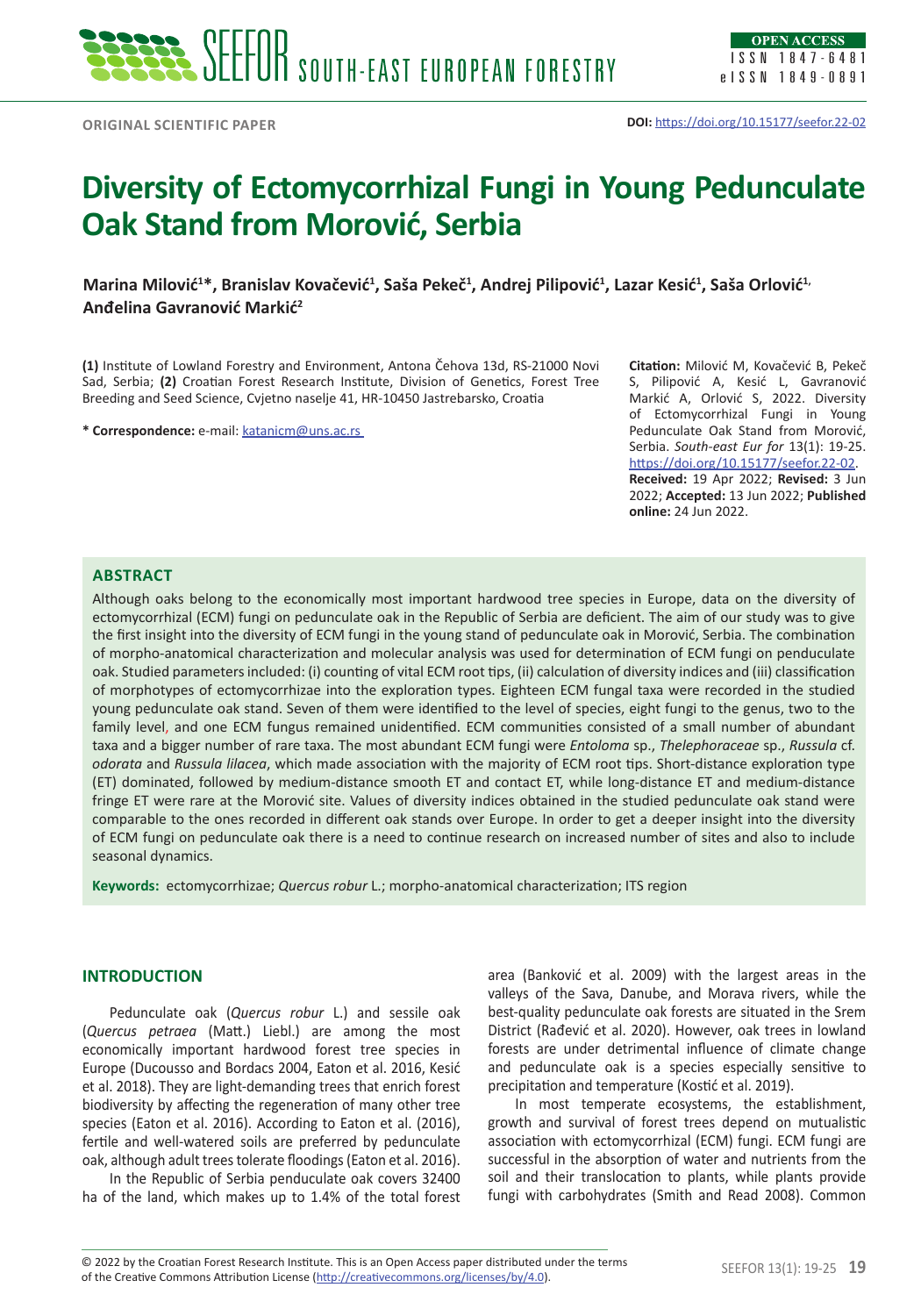ORIGINAL SCIENTIFIC PAPER

**DOI:** https://doi.org/10.15177/seefor.22-02

# Diversity of Ectomycorrhizal Fungi in Young Pedunculate Oak Stand from Morović, Serbia

**Marina Milović[1]\*, Branislav Kovačević[1], Saša Pekeč[1], Andrej Pilipović[1], Lazar Kesić[1], Saša Orlović[1], Anđelina Gavranović Markić[2]**

**(1)** Institute of Lowland Forestry and Environment, Antona Čehova 13d, RS-21000 Novi Sad, Serbia; **(2)** Croatian Forest Research Institute, Division of Genetics, Forest Tree Breeding and Seed Science, Cvjetno naselje 41, HR-10450 Jastrebarsko, Croatia

**\* Correspondence:** e-mail: katanicm@uns.ac.rs

**Citation:** Milović M, Kovačević B, Pekeč S, Pilipović A, Kesić L, Gavranović Markić A, Orlović S, 2022. Diversity of Ectomycorrhizal Fungi in Young Pedunculate Oak Stand from Morović, Serbia. *South-east Eur for* 13(1): 19-25. https://doi.org/10.15177/seefor.22-02.
**Received:** 19 Apr 2022; **Revised:** 3 Jun 2022; **Accepted:** 13 Jun 2022; **Published online:** 24 Jun 2022.

## ABSTRACT

Although oaks belong to the economically most important hardwood tree species in Europe, data on the diversity of ectomycorrhizal (ECM) fungi on pedunculate oak in the Republic of Serbia are deficient. The aim of our study was to give the first insight into the diversity of ECM fungi in the young stand of pedunculate oak in Morović, Serbia. The combination of morpho-anatomical characterization and molecular analysis was used for determination of ECM fungi on penduculate oak. Studied parameters included: (i) counting of vital ECM root tips, (ii) calculation of diversity indices and (iii) classification of morphotypes of ectomycorrhizae into the exploration types. Eighteen ECM fungal taxa were recorded in the studied young pedunculate oak stand. Seven of them were identified to the level of species, eight fungi to the genus, two to the family level, and one ECM fungus remained unidentified. ECM communities consisted of a small number of abundant taxa and a bigger number of rare taxa. The most abundant ECM fungi were *Entoloma* sp., *Thelephoraceae* sp., *Russula* cf. *odorata* and *Russula lilacea*, which made association with the majority of ECM root tips. Short-distance exploration type (ET) dominated, followed by medium-distance smooth ET and contact ET, while long-distance ET and medium-distance fringe ET were rare at the Morović site. Values of diversity indices obtained in the studied pedunculate oak stand were comparable to the ones recorded in different oak stands over Europe. In order to get a deeper insight into the diversity of ECM fungi on pedunculate oak there is a need to continue research on increased number of sites and also to include seasonal dynamics.

**Keywords:** ectomycorrhizae; *Quercus robur* L.; morpho-anatomical characterization; ITS region

## INTRODUCTION

Pedunculate oak (*Quercus robur* L.) and sessile oak (*Quercus petraea* (Matt.) Liebl.) are among the most economically important hardwood forest tree species in Europe (Ducousso and Bordacs 2004, Eaton et al. 2016, Kesić et al. 2018). They are light-demanding trees that enrich forest biodiversity by affecting the regeneration of many other tree species (Eaton et al. 2016). According to Eaton et al. (2016), fertile and well-watered soils are preferred by pedunculate oak, although adult trees tolerate floodings (Eaton et al. 2016).

In the Republic of Serbia penduculate oak covers 32400 ha of the land, which makes up to 1.4% of the total forest area (Banković et al. 2009) with the largest areas in the valleys of the Sava, Danube, and Morava rivers, while the best-quality pedunculate oak forests are situated in the Srem District (Rađević et al. 2020). However, oak trees in lowland forests are under detrimental influence of climate change and pedunculate oak is a species especially sensitive to precipitation and temperature (Kostić et al. 2019).

In most temperate ecosystems, the establishment, growth and survival of forest trees depend on mutualistic association with ectomycorrhizal (ECM) fungi. ECM fungi are successful in the absorption of water and nutrients from the soil and their translocation to plants, while plants provide fungi with carbohydrates (Smith and Read 2008). Common

© 2022 by the Croatian Forest Research Institute. This is an Open Access paper distributed under the terms of the Creative Commons Attribution License (http://creativecommons.org/licenses/by/4.0).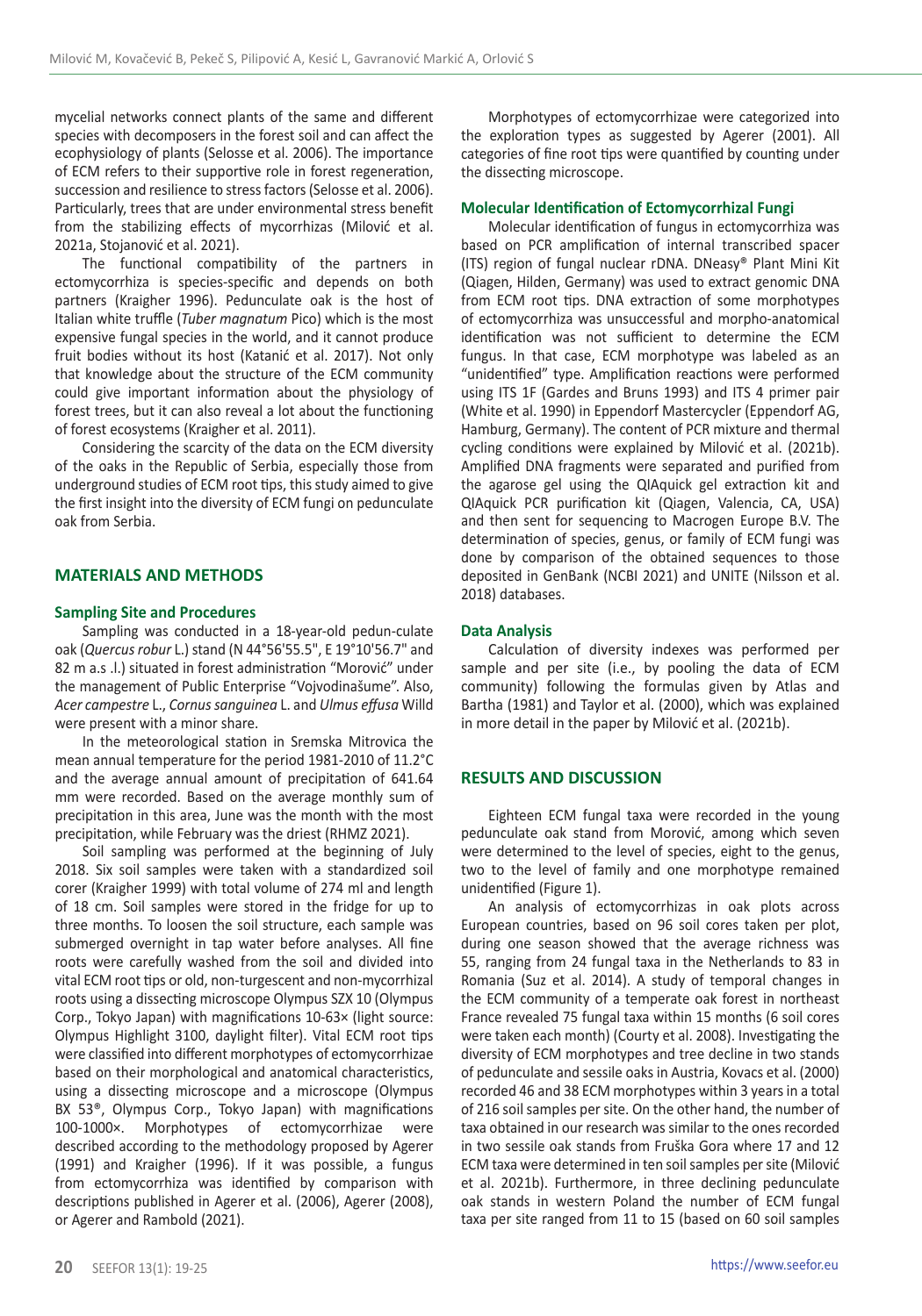mycelial networks connect plants of the same and different species with decomposers in the forest soil and can affect the ecophysiology of plants (Selosse et al. 2006). The importance of ECM refers to their supportive role in forest regeneration, succession and resilience to stress factors (Selosse et al. 2006). Particularly, trees that are under environmental stress benefit from the stabilizing effects of mycorrhizas (Milović et al. 2021a, Stojanović et al. 2021).

The functional compatibility of the partners in ectomycorrhiza is species-specific and depends on both partners (Kraigher 1996). Pedunculate oak is the host of Italian white truffle (*Tuber magnatum* Pico) which is the most expensive fungal species in the world, and it cannot produce fruit bodies without its host (Katanić et al. 2017). Not only that knowledge about the structure of the ECM community could give important information about the physiology of forest trees, but it can also reveal a lot about the functioning of forest ecosystems (Kraigher et al. 2011).

Considering the scarcity of the data on the ECM diversity of the oaks in the Republic of Serbia, especially those from underground studies of ECM root tips, this study aimed to give the first insight into the diversity of ECM fungi on pedunculate oak from Serbia.

## MATERIALS AND METHODS

### Sampling Site and Procedures

Sampling was conducted in a 18-year-old pedun-culate oak (*Quercus robur* L.) stand (N 44°56'55.5", E 19°10'56.7" and 82 m a.s .l.) situated in forest administration "Morović" under the management of Public Enterprise "Vojvodinašume". Also, *Acer campestre* L., *Cornus sanguinea* L. and *Ulmus effusa* Willd were present with a minor share.

In the meteorological station in Sremska Mitrovica the mean annual temperature for the period 1981-2010 of 11.2°C and the average annual amount of precipitation of 641.64 mm were recorded. Based on the average monthly sum of precipitation in this area, June was the month with the most precipitation, while February was the driest (RHMZ 2021).

Soil sampling was performed at the beginning of July 2018. Six soil samples were taken with a standardized soil corer (Kraigher 1999) with total volume of 274 ml and length of 18 cm. Soil samples were stored in the fridge for up to three months. To loosen the soil structure, each sample was submerged overnight in tap water before analyses. All fine roots were carefully washed from the soil and divided into vital ECM root tips or old, non-turgescent and non-mycorrhizal roots using a dissecting microscope Olympus SZX 10 (Olympus Corp., Tokyo Japan) with magnifications 10-63× (light source: Olympus Highlight 3100, daylight filter). Vital ECM root tips were classified into different morphotypes of ectomycorrhizae based on their morphological and anatomical characteristics, using a dissecting microscope and a microscope (Olympus BX 53®, Olympus Corp., Tokyo Japan) with magnifications 100-1000×. Morphotypes of ectomycorrhizae were described according to the methodology proposed by Agerer (1991) and Kraigher (1996). If it was possible, a fungus from ectomycorrhiza was identified by comparison with descriptions published in Agerer et al. (2006), Agerer (2008), or Agerer and Rambold (2021).

Morphotypes of ectomycorrhizae were categorized into the exploration types as suggested by Agerer (2001). All categories of fine root tips were quantified by counting under the dissecting microscope.

### Molecular Identification of Ectomycorrhizal Fungi

Molecular identification of fungus in ectomycorrhiza was based on PCR amplification of internal transcribed spacer (ITS) region of fungal nuclear rDNA. DNeasy® Plant Mini Kit (Qiagen, Hilden, Germany) was used to extract genomic DNA from ECM root tips. DNA extraction of some morphotypes of ectomycorrhiza was unsuccessful and morpho-anatomical identification was not sufficient to determine the ECM fungus. In that case, ECM morphotype was labeled as an "unidentified" type. Amplification reactions were performed using ITS 1F (Gardes and Bruns 1993) and ITS 4 primer pair (White et al. 1990) in Eppendorf Mastercycler (Eppendorf AG, Hamburg, Germany). The content of PCR mixture and thermal cycling conditions were explained by Milović et al. (2021b). Amplified DNA fragments were separated and purified from the agarose gel using the QIAquick gel extraction kit and QIAquick PCR purification kit (Qiagen, Valencia, CA, USA) and then sent for sequencing to Macrogen Europe B.V. The determination of species, genus, or family of ECM fungi was done by comparison of the obtained sequences to those deposited in GenBank (NCBI 2021) and UNITE (Nilsson et al. 2018) databases.

### Data Analysis

Calculation of diversity indexes was performed per sample and per site (i.e., by pooling the data of ECM community) following the formulas given by Atlas and Bartha (1981) and Taylor et al. (2000), which was explained in more detail in the paper by Milović et al. (2021b).

## RESULTS AND DISCUSSION

Eighteen ECM fungal taxa were recorded in the young pedunculate oak stand from Morović, among which seven were determined to the level of species, eight to the genus, two to the level of family and one morphotype remained unidentified (Figure 1).

An analysis of ectomycorrhizas in oak plots across European countries, based on 96 soil cores taken per plot, during one season showed that the average richness was 55, ranging from 24 fungal taxa in the Netherlands to 83 in Romania (Suz et al. 2014). A study of temporal changes in the ECM community of a temperate oak forest in northeast France revealed 75 fungal taxa within 15 months (6 soil cores were taken each month) (Courty et al. 2008). Investigating the diversity of ECM morphotypes and tree decline in two stands of pedunculate and sessile oaks in Austria, Kovacs et al. (2000) recorded 46 and 38 ECM morphotypes within 3 years in a total of 216 soil samples per site. On the other hand, the number of taxa obtained in our research was similar to the ones recorded in two sessile oak stands from Fruška Gora where 17 and 12 ECM taxa were determined in ten soil samples per site (Milović et al. 2021b). Furthermore, in three declining pedunculate oak stands in western Poland the number of ECM fungal taxa per site ranged from 11 to 15 (based on 60 soil samples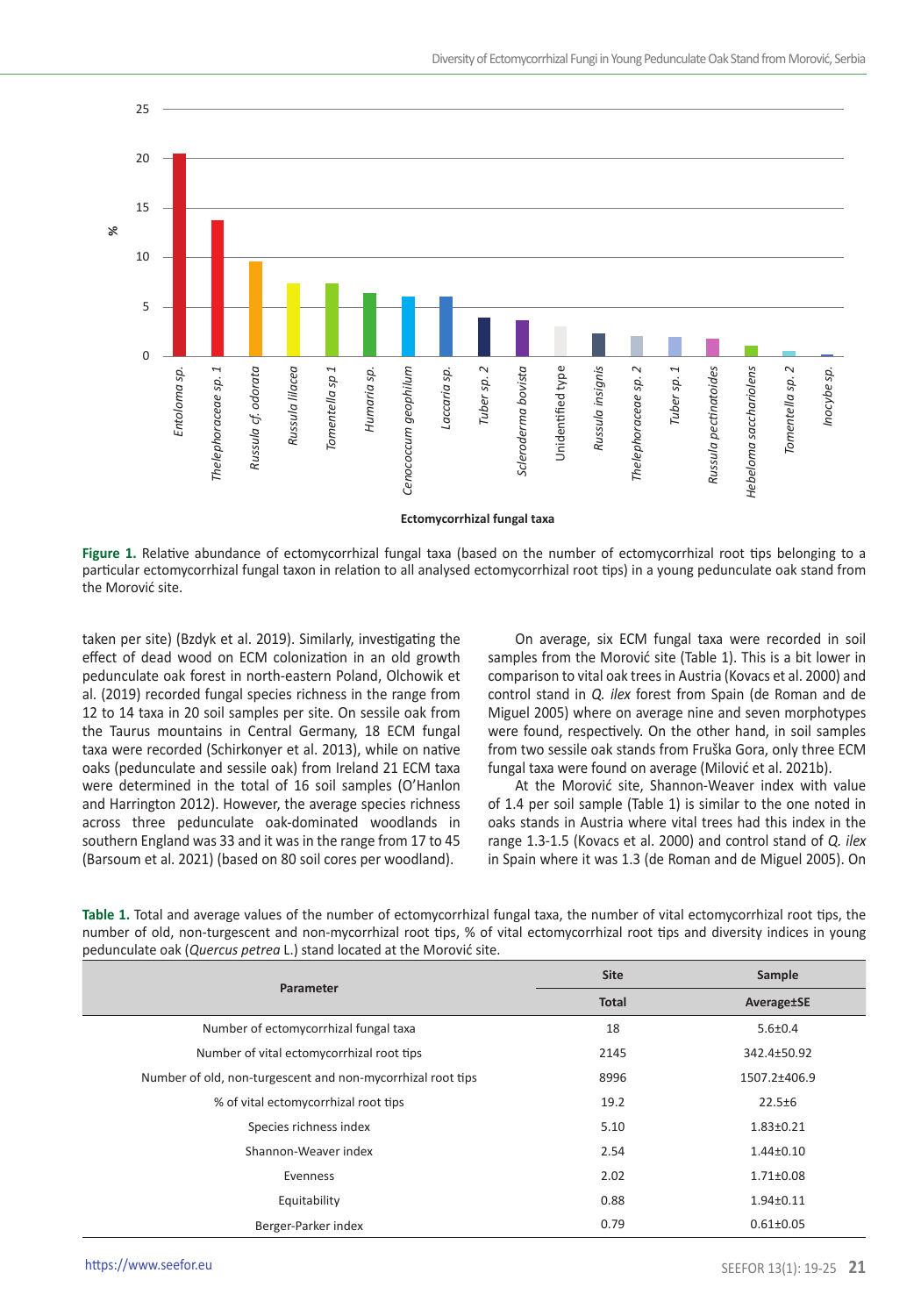Figure 1. Relative abundance of ectomycorrhizal fungal taxa (based on the number of ectomycorrhizal root tips belonging to a particular ectomycorrhizal fungal taxon in relation to all analysed ectomycorrhizal root tips) in a young pedunculate oak stand from the Morović site.

taken per site) (Bzdyk et al. 2019). Similarly, investigating the effect of dead wood on ECM colonization in an old growth pedunculate oak forest in north-eastern Poland, Olchowik et al. (2019) recorded fungal species richness in the range from 12 to 14 taxa in 20 soil samples per site. On sessile oak from the Taurus mountains in Central Germany, 18 ECM fungal taxa were recorded (Schirkonyer et al. 2013), while on native oaks (pedunculate and sessile oak) from Ireland 21 ECM taxa were determined in the total of 16 soil samples (O'Hanlon and Harrington 2012). However, the average species richness across three pedunculate oak-dominated woodlands in southern England was 33 and it was in the range from 17 to 45 (Barsoum et al. 2021) (based on 80 soil cores per woodland).

On average, six ECM fungal taxa were recorded in soil samples from the Morović site (Table 1). This is a bit lower in comparison to vital oak trees in Austria (Kovacs et al. 2000) and control stand in *Q. ilex* forest from Spain (de Roman and de Miguel 2005) where on average nine and seven morphotypes were found, respectively. On the other hand, in soil samples from two sessile oak stands from Fruška Gora, only three ECM fungal taxa were found on average (Milović et al. 2021b).

At the Morović site, Shannon-Weaver index with value of 1.4 per soil sample (Table 1) is similar to the one noted in oaks stands in Austria where vital trees had this index in the range 1.3-1.5 (Kovacs et al. 2000) and control stand of *Q. ilex* in Spain where it was 1.3 (de Roman and de Miguel 2005). On

**Table 1.** Total and average values of the number of ectomycorrhizal fungal taxa, the number of vital ectomycorrhizal root tips, the number of old, non-turgescent and non-mycorrhizal root tips, % of vital ectomycorrhizal root tips and diversity indices in young pedunculate oak (*Quercus petrea* L.) stand located at the Morović site.

| Parameter | Site | Sample |
|---|---|---|
| | Total | Average±SE |
| Number of ectomycorrhizal fungal taxa | 18 | 5.6±0.4 |
| Number of vital ectomycorrhizal root tips | 2145 | 342.4±50.92 |
| Number of old, non-turgescent and non-mycorrhizal root tips | 8996 | 1507.2±406.9 |
| % of vital ectomycorrhizal root tips | 19.2 | 22.5±6 |
| Species richness index | 5.10 | 1.83±0.21 |
| Shannon-Weaver index | 2.54 | 1.44±0.10 |
| Evenness | 2.02 | 1.71±0.08 |
| Equitability | 0.88 | 1.94±0.11 |
| Berger-Parker index | 0.79 | 0.61±0.05 |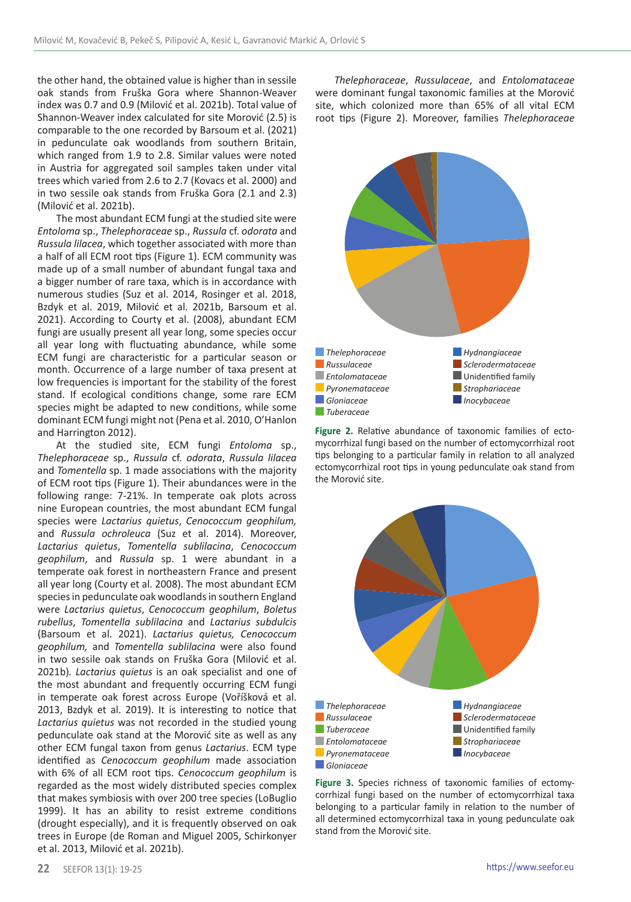the other hand, the obtained value is higher than in sessile oak stands from Fruška Gora where Shannon-Weaver index was 0.7 and 0.9 (Milović et al. 2021b). Total value of Shannon-Weaver index calculated for site Morović (2.5) is comparable to the one recorded by Barsoum et al. (2021) in pedunculate oak woodlands from southern Britain, which ranged from 1.9 to 2.8. Similar values were noted in Austria for aggregated soil samples taken under vital trees which varied from 2.6 to 2.7 (Kovacs et al. 2000) and in two sessile oak stands from Fruška Gora (2.1 and 2.3) (Milović et al. 2021b).

The most abundant ECM fungi at the studied site were *Entoloma* sp., *Thelephoraceae* sp., *Russula* cf. *odorata* and *Russula lilacea*, which together associated with more than a half of all ECM root tips (Figure 1). ECM community was made up of a small number of abundant fungal taxa and a bigger number of rare taxa, which is in accordance with numerous studies (Suz et al. 2014, Rosinger et al. 2018, Bzdyk et al. 2019, Milović et al. 2021b, Barsoum et al. 2021). According to Courty et al. (2008), abundant ECM fungi are usually present all year long, some species occur all year long with fluctuating abundance, while some ECM fungi are characteristic for a particular season or month. Occurrence of a large number of taxa present at low frequencies is important for the stability of the forest stand. If ecological conditions change, some rare ECM species might be adapted to new conditions, while some dominant ECM fungi might not (Pena et al. 2010, O'Hanlon and Harrington 2012).

At the studied site, ECM fungi *Entoloma* sp., *Thelephoraceae* sp., *Russula* cf. *odorata*, *Russula lilacea* and *Tomentella* sp. 1 made associations with the majority of ECM root tips (Figure 1). Their abundances were in the following range: 7-21%. In temperate oak plots across nine European countries, the most abundant ECM fungal species were *Lactarius quietus*, *Cenococcum geophilum,* and *Russula ochroleuca* (Suz et al. 2014). Moreover, *Lactarius quietus*, *Tomentella sublilacina*, *Cenococcum geophilum*, and *Russula* sp. 1 were abundant in a temperate oak forest in northeastern France and present all year long (Courty et al. 2008). The most abundant ECM species in pedunculate oak woodlands in southern England were *Lactarius quietus*, *Cenococcum geophilum*, *Boletus rubellus*, *Tomentella sublilacina* and *Lactarius subdulcis* (Barsoum et al. 2021). *Lactarius quietus, Cenococcum geophilum,* and *Tomentella sublilacina* were also found in two sessile oak stands on Fruška Gora (Milović et al. 2021b). *Lactarius quietus* is an oak specialist and one of the most abundant and frequently occurring ECM fungi in temperate oak forest across Europe (Voříšková et al. 2013, Bzdyk et al. 2019). It is interesting to notice that *Lactarius quietus* was not recorded in the studied young pedunculate oak stand at the Morović site as well as any other ECM fungal taxon from genus *Lactarius*. ECM type identified as *Cenococcum geophilum* made association with 6% of all ECM root tips. *Cenococcum geophilum* is regarded as the most widely distributed species complex that makes symbiosis with over 200 tree species (LoBuglio 1999). It has an ability to resist extreme conditions (drought especially), and it is frequently observed on oak trees in Europe (de Roman and Miguel 2005, Schirkonyer et al. 2013, Milović et al. 2021b).

*Thelephoraceae*, *Russulaceae*, and *Entolomataceae* were dominant fungal taxonomic families at the Morović site, which colonized more than 65% of all vital ECM root tips (Figure 2). Moreover, families *Thelephoraceae*

**Figure 2.** Relative abundance of taxonomic families of ectomycorrhizal fungi based on the number of ectomycorrhizal root tips belonging to a particular family in relation to all analyzed ectomycorrhizal root tips in young pedunculate oak stand from the Morović site.

**Figure 3.** Species richness of taxonomic families of ectomycorrhizal fungi based on the number of ectomycorrhizal taxa belonging to a particular family in relation to the number of all determined ectomycorrhizal taxa in young pedunculate oak stand from the Morović site.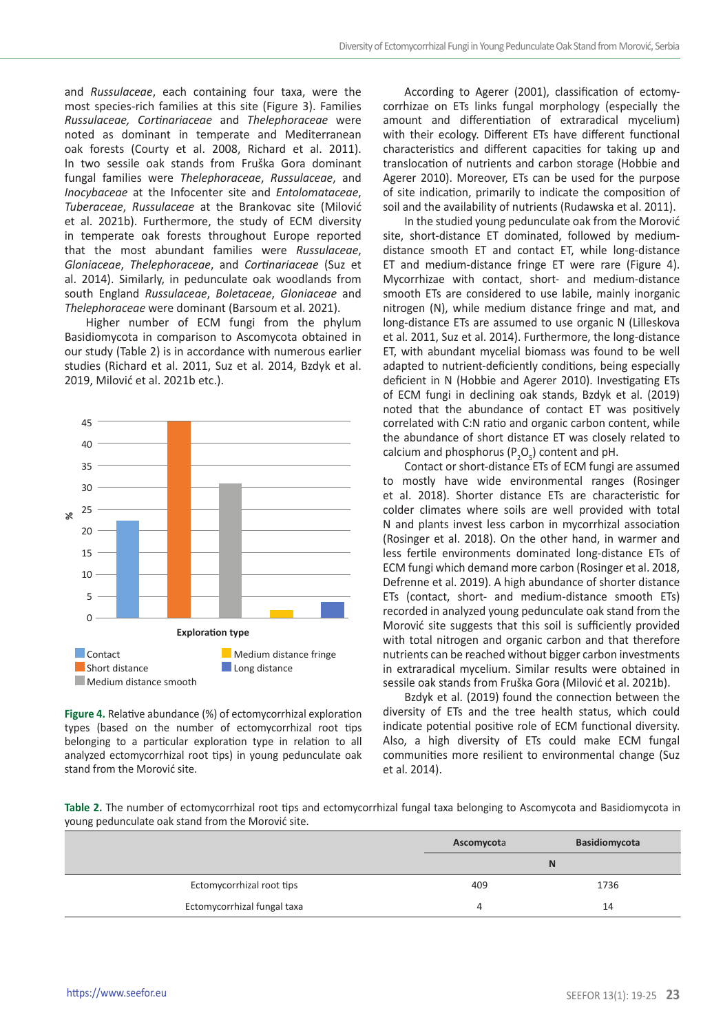and *Russulaceae*, each containing four taxa, were the most species-rich families at this site (Figure 3). Families *Russulaceae, Cortinariaceae* and *Thelephoraceae* were noted as dominant in temperate and Mediterranean oak forests (Courty et al. 2008, Richard et al. 2011). In two sessile oak stands from Fruška Gora dominant fungal families were *Thelephoraceae*, *Russulaceae*, and *Inocybaceae* at the Infocenter site and *Entolomataceae*, *Tuberaceae*, *Russulaceae* at the Brankovac site (Milović et al. 2021b). Furthermore, the study of ECM diversity in temperate oak forests throughout Europe reported that the most abundant families were *Russulaceae*, *Gloniaceae*, *Thelephoraceae*, and *Cortinariaceae* (Suz et al. 2014). Similarly, in pedunculate oak woodlands from south England *Russulaceae*, *Boletaceae*, *Gloniaceae* and *Thelephoraceae* were dominant (Barsoum et al. 2021).

Higher number of ECM fungi from the phylum Basidiomycota in comparison to Ascomycota obtained in our study (Table 2) is in accordance with numerous earlier studies (Richard et al. 2011, Suz et al. 2014, Bzdyk et al. 2019, Milović et al. 2021b etc.).

**Figure 4.** Relative abundance (%) of ectomycorrhizal exploration types (based on the number of ectomycorrhizal root tips belonging to a particular exploration type in relation to all analyzed ectomycorrhizal root tips) in young pedunculate oak stand from the Morović site.

According to Agerer (2001), classification of ectomycorrhizae on ETs links fungal morphology (especially the amount and differentiation of extraradical mycelium) with their ecology. Different ETs have different functional characteristics and different capacities for taking up and translocation of nutrients and carbon storage (Hobbie and Agerer 2010). Moreover, ETs can be used for the purpose of site indication, primarily to indicate the composition of soil and the availability of nutrients (Rudawska et al. 2011).

In the studied young pedunculate oak from the Morović site, short-distance ET dominated, followed by medium-distance smooth ET and contact ET, while long-distance ET and medium-distance fringe ET were rare (Figure 4). Mycorrhizae with contact, short- and medium-distance smooth ETs are considered to use labile, mainly inorganic nitrogen (N), while medium distance fringe and mat, and long-distance ETs are assumed to use organic N (Lilleskova et al. 2011, Suz et al. 2014). Furthermore, the long-distance ET, with abundant mycelial biomass was found to be well adapted to nutrient-deficiently conditions, being especially deficient in N (Hobbie and Agerer 2010). Investigating ETs of ECM fungi in declining oak stands, Bzdyk et al. (2019) noted that the abundance of contact ET was positively correlated with C:N ratio and organic carbon content, while the abundance of short distance ET was closely related to calcium and phosphorus ($P_2O_5$) content and pH.

Contact or short-distance ETs of ECM fungi are assumed to mostly have wide environmental ranges (Rosinger et al. 2018). Shorter distance ETs are characteristic for colder climates where soils are well provided with total N and plants invest less carbon in mycorrhizal association (Rosinger et al. 2018). On the other hand, in warmer and less fertile environments dominated long-distance ETs of ECM fungi which demand more carbon (Rosinger et al. 2018, Defrenne et al. 2019). A high abundance of shorter distance ETs (contact, short- and medium-distance smooth ETs) recorded in analyzed young pedunculate oak stand from the Morović site suggests that this soil is sufficiently provided with total nitrogen and organic carbon and that therefore nutrients can be reached without bigger carbon investments in extraradical mycelium. Similar results were obtained in sessile oak stands from Fruška Gora (Milović et al. 2021b).

Bzdyk et al. (2019) found the connection between the diversity of ETs and the tree health status, which could indicate potential positive role of ECM functional diversity. Also, a high diversity of ETs could make ECM fungal communities more resilient to environmental change (Suz et al. 2014).

**Table 2.** The number of ectomycorrhizal root tips and ectomycorrhizal fungal taxa belonging to Ascomycota and Basidiomycota in young pedunculate oak stand from the Morović site.

| | Ascomycota | Basidiomycota |
|---|---|---|
| | N | |
| Ectomycorrhizal root tips | 409 | 1736 |
| Ectomycorrhizal fungal taxa | 4 | 14 |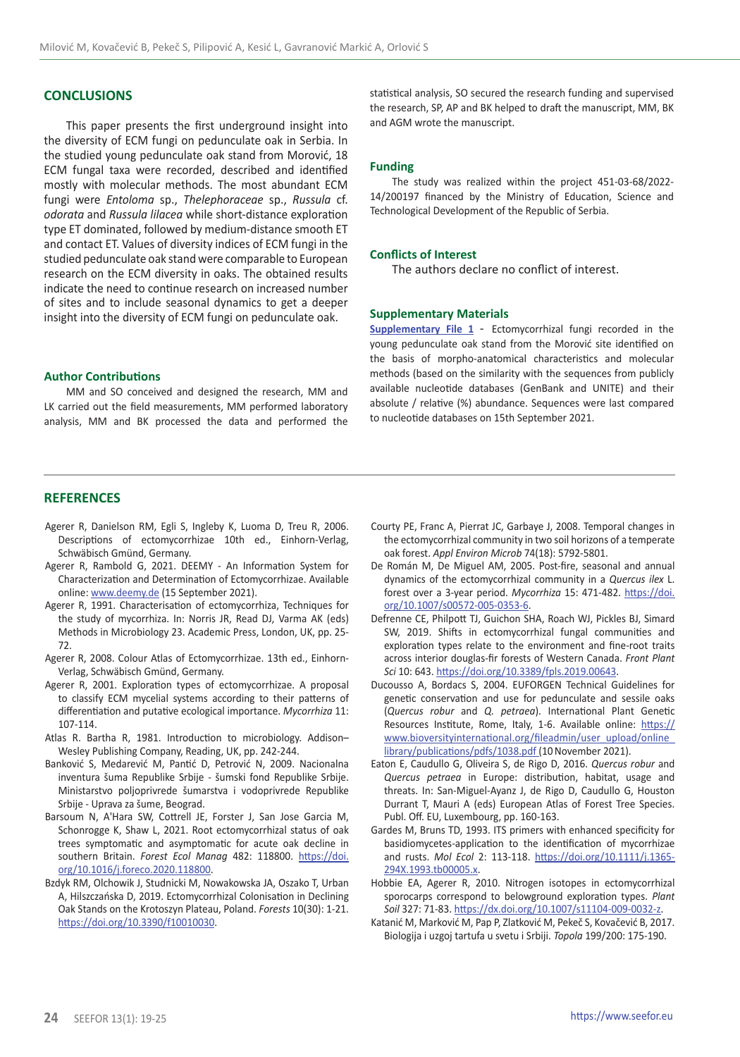## CONCLUSIONS

This paper presents the first underground insight into the diversity of ECM fungi on pedunculate oak in Serbia. In the studied young pedunculate oak stand from Morović, 18 ECM fungal taxa were recorded, described and identified mostly with molecular methods. The most abundant ECM fungi were *Entoloma* sp., *Thelephoraceae* sp., *Russula* cf. *odorata* and *Russula lilacea* while short-distance exploration type ET dominated, followed by medium-distance smooth ET and contact ET. Values of diversity indices of ECM fungi in the studied pedunculate oak stand were comparable to European research on the ECM diversity in oaks. The obtained results indicate the need to continue research on increased number of sites and to include seasonal dynamics to get a deeper insight into the diversity of ECM fungi on pedunculate oak.

### Author Contributions

MM and SO conceived and designed the research, MM and LK carried out the field measurements, MM performed laboratory analysis, MM and BK processed the data and performed the statistical analysis, SO secured the research funding and supervised the research, SP, AP and BK helped to draft the manuscript, MM, BK and AGM wrote the manuscript.

### Funding

The study was realized within the project 451-03-68/2022-14/200197 financed by the Ministry of Education, Science and Technological Development of the Republic of Serbia.

### Conflicts of Interest

The authors declare no conflict of interest.

### Supplementary Materials

**Supplementary File 1** - Ectomycorrhizal fungi recorded in the young pedunculate oak stand from the Morović site identified on the basis of morpho-anatomical characteristics and molecular methods (based on the similarity with the sequences from publicly available nucleotide databases (GenBank and UNITE) and their absolute / relative (%) abundance. Sequences were last compared to nucleotide databases on 15th September 2021.

## REFERENCES

Agerer R, Danielson RM, Egli S, Ingleby K, Luoma D, Treu R, 2006. Descriptions of ectomycorrhizae 10th ed., Einhorn-Verlag, Schwäbisch Gmünd, Germany.

Agerer R, Rambold G, 2021. DEEMY - An Information System for Characterization and Determination of Ectomycorrhizae. Available online: www.deemy.de (15 September 2021).

Agerer R, 1991. Characterisation of ectomycorrhiza, Techniques for the study of mycorrhiza. In: Norris JR, Read DJ, Varma AK (eds) Methods in Microbiology 23. Academic Press, London, UK, pp. 25-72.

Agerer R, 2008. Colour Atlas of Ectomycorrhizae. 13th ed., Einhorn-Verlag, Schwäbisch Gmünd, Germany.

Agerer R, 2001. Exploration types of ectomycorrhizae. A proposal to classify ECM mycelial systems according to their patterns of differentiation and putative ecological importance. *Mycorrhiza* 11: 107-114.

Atlas R. Bartha R, 1981. Introduction to microbiology. Addison–Wesley Publishing Company, Reading, UK, pp. 242-244.

Banković S, Medarević M, Pantić D, Petrović N, 2009. Nacionalna inventura šuma Republike Srbije - šumski fond Republike Srbije. Ministarstvo poljoprivrede šumarstva i vodoprivrede Republike Srbije - Uprava za šume, Beograd.

Barsoum N, A'Hara SW, Cottrell JE, Forster J, San Jose Garcia M, Schonrogge K, Shaw L, 2021. Root ectomycorrhizal status of oak trees symptomatic and asymptomatic for acute oak decline in southern Britain. *Forest Ecol Manag* 482: 118800. https://doi.org/10.1016/j.foreco.2020.118800.

Bzdyk RM, Olchowik J, Studnicki M, Nowakowska JA, Oszako T, Urban A, Hilszczańska D, 2019. Ectomycorrhizal Colonisation in Declining Oak Stands on the Krotoszyn Plateau, Poland. *Forests* 10(30): 1-21. https://doi.org/10.3390/f10010030.

Courty PE, Franc A, Pierrat JC, Garbaye J, 2008. Temporal changes in the ectomycorrhizal community in two soil horizons of a temperate oak forest. *Appl Environ Microb* 74(18): 5792-5801.

De Román M, De Miguel AM, 2005. Post-fire, seasonal and annual dynamics of the ectomycorrhizal community in a *Quercus ilex* L. forest over a 3-year period. *Mycorrhiza* 15: 471-482. https://doi.org/10.1007/s00572-005-0353-6.

Defrenne CE, Philpott TJ, Guichon SHA, Roach WJ, Pickles BJ, Simard SW, 2019. Shifts in ectomycorrhizal fungal communities and exploration types relate to the environment and fine-root traits across interior douglas-fir forests of Western Canada. *Front Plant Sci* 10: 643. https://doi.org/10.3389/fpls.2019.00643.

Ducousso A, Bordacs S, 2004. EUFORGEN Technical Guidelines for genetic conservation and use for pedunculate and sessile oaks (*Quercus robur* and *Q. petraea*). International Plant Genetic Resources Institute, Rome, Italy, 1-6. Available online: https://www.bioversityinternational.org/fileadmin/user_upload/online_library/publications/pdfs/1038.pdf (10 November 2021).

Eaton E, Caudullo G, Oliveira S, de Rigo D, 2016. *Quercus robur* and *Quercus petraea* in Europe: distribution, habitat, usage and threats. In: San-Miguel-Ayanz J, de Rigo D, Caudullo G, Houston Durrant T, Mauri A (eds) European Atlas of Forest Tree Species. Publ. Off. EU, Luxembourg, pp. 160-163.

Gardes M, Bruns TD, 1993. ITS primers with enhanced specificity for basidiomycetes-application to the identification of mycorrhizae and rusts. *Mol Ecol* 2: 113-118. https://doi.org/10.1111/j.1365-294X.1993.tb00005.x.

Hobbie EA, Agerer R, 2010. Nitrogen isotopes in ectomycorrhizal sporocarps correspond to belowground exploration types. *Plant Soil* 327: 71-83. https://dx.doi.org/10.1007/s11104-009-0032-z.

Katanić M, Marković M, Pap P, Zlatković M, Pekeč S, Kovačević B, 2017. Biologija i uzgoj tartufa u svetu i Srbiji. *Topola* 199/200: 175-190.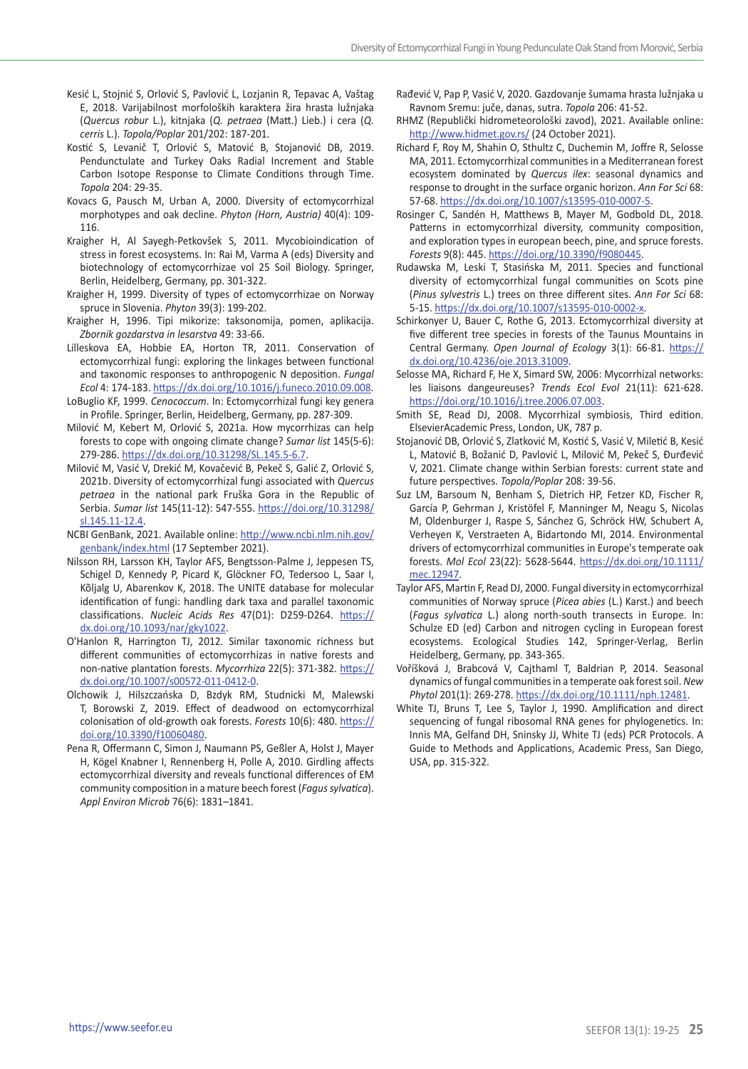Kesić L, Stojnić S, Orlović S, Pavlović L, Lozjanin R, Tepavac A, Vaštag E, 2018. Varijabilnost morfoloških karaktera žira hrasta lužnjaka (*Quercus robur* L.), kitnjaka (*Q. petraea* (Matt.) Lieb.) i cera (*Q. cerris* L.). *Topola/Poplar* 201/202: 187-201.

Kostić S, Levanič T, Orlović S, Matović B, Stojanović DB, 2019. Pendunctulate and Turkey Oaks Radial Increment and Stable Carbon Isotope Response to Climate Conditions through Time. *Topola* 204: 29-35.

Kovacs G, Pausch M, Urban A, 2000. Diversity of ectomycorrhizal morphotypes and oak decline. *Phyton (Horn, Austria)* 40(4): 109-116.

Kraigher H, Al Sayegh-Petkovšek S, 2011. Mycobioindication of stress in forest ecosystems. In: Rai M, Varma A (eds) Diversity and biotechnology of ectomycorrhizae vol 25 Soil Biology. Springer, Berlin, Heidelberg, Germany, pp. 301-322.

Kraigher H, 1999. Diversity of types of ectomycorrhizae on Norway spruce in Slovenia. *Phyton* 39(3): 199-202.

Kraigher H, 1996. Tipi mikorize: taksonomija, pomen, aplikacija. *Zbornik gozdarstva in lesarstva* 49: 33-66.

Lilleskova EA, Hobbie EA, Horton TR, 2011. Conservation of ectomycorrhizal fungi: exploring the linkages between functional and taxonomic responses to anthropogenic N deposition. *Fungal Ecol* 4: 174-183. https://dx.doi.org/10.1016/j.funeco.2010.09.008.

LoBuglio KF, 1999. *Cenococcum*. In: Ectomycorrhizal fungi key genera in Profile. Springer, Berlin, Heidelberg, Germany, pp. 287-309.

Milović M, Kebert M, Orlović S, 2021a. How mycorrhizas can help forests to cope with ongoing climate change? *Sumar list* 145(5-6): 279-286. https://doi.org/10.31298/SL.145.5-6.7.

Milović M, Vasić V, Drekić M, Kovačević B, Pekeč S, Galić Z, Orlović S, 2021b. Diversity of ectomycorrhizal fungi associated with *Quercus petraea* in the national park Fruška Gora in the Republic of Serbia. *Sumar list* 145(11-12): 547-555. https://doi.org/10.31298/sl.145.11-12.4.

NCBI GenBank, 2021. Available online: http://www.ncbi.nlm.nih.gov/genbank/index.html (17 September 2021).

Nilsson RH, Larsson KH, Taylor AFS, Bengtsson-Palme J, Jeppesen TS, Schigel D, Kennedy P, Picard K, Glöckner FO, Tedersoo L, Saar I, Kõljalg U, Abarenkov K, 2018. The UNITE database for molecular identification of fungi: handling dark taxa and parallel taxonomic classifications. *Nucleic Acids Res* 47(D1): D259-D264. https://dx.doi.org/10.1093/nar/gky1022.

O'Hanlon R, Harrington TJ, 2012. Similar taxonomic richness but different communities of ectomycorrhizas in native forests and non-native plantation forests. *Mycorrhiza* 22(5): 371-382. https://dx.doi.org/10.1007/s00572-011-0412-0.

Olchowik J, Hilszczańska D, Bzdyk RM, Studnicki M, Malewski T, Borowski Z, 2019. Effect of deadwood on ectomycorrhizal colonisation of old-growth oak forests. *Forests* 10(6): 480. https://doi.org/10.3390/f10060480.

Pena R, Offermann C, Simon J, Naumann PS, Geßler A, Holst J, Mayer H, Kögel Knabner I, Rennenberg H, Polle A, 2010. Girdling affects ectomycorrhizal diversity and reveals functional differences of EM community composition in a mature beech forest (*Fagus sylvatica*). *Appl Environ Microb* 76(6): 1831–1841.

Rađević V, Pap P, Vasić V, 2020. Gazdovanje šumama hrasta lužnjaka u Ravnom Sremu: juče, danas, sutra. *Topola* 206: 41-52.

RHMZ (Republički hidrometeorološki zavod), 2021. Available online: http://www.hidmet.gov.rs/ (24 October 2021).

Richard F, Roy M, Shahin O, Sthultz C, Duchemin M, Joffre R, Selosse MA, 2011. Ectomycorrhizal communities in a Mediterranean forest ecosystem dominated by *Quercus ilex*: seasonal dynamics and response to drought in the surface organic horizon. *Ann For Sci* 68: 57-68. https://dx.doi.org/10.1007/s13595-010-0007-5.

Rosinger C, Sandén H, Matthews B, Mayer M, Godbold DL, 2018. Patterns in ectomycorrhizal diversity, community composition, and exploration types in european beech, pine, and spruce forests. *Forests* 9(8): 445. https://doi.org/10.3390/f9080445.

Rudawska M, Leski T, Stasińska M, 2011. Species and functional diversity of ectomycorrhizal fungal communities on Scots pine (*Pinus sylvestris* L.) trees on three different sites. *Ann For Sci* 68: 5-15. https://dx.doi.org/10.1007/s13595-010-0002-x.

Schirkonyer U, Bauer C, Rothe G, 2013. Ectomycorrhizal diversity at five different tree species in forests of the Taunus Mountains in Central Germany. *Open Journal of Ecology* 3(1): 66-81. https://dx.doi.org/10.4236/oje.2013.31009.

Selosse MA, Richard F, He X, Simard SW, 2006: Mycorrhizal networks: les liaisons dangeureuses? *Trends Ecol Evol* 21(11): 621-628. https://doi.org/10.1016/j.tree.2006.07.003.

Smith SE, Read DJ, 2008. Mycorrhizal symbiosis, Third edition. ElsevierAcademic Press, London, UK, 787 p.

Stojanović DB, Orlović S, Zlatković M, Kostić S, Vasić V, Miletić B, Kesić L, Matović B, Božanić D, Pavlović L, Milović M, Pekeč S, Đurđević V, 2021. Climate change within Serbian forests: current state and future perspectives. *Topola/Poplar* 208: 39-56.

Suz LM, Barsoum N, Benham S, Dietrich HP, Fetzer KD, Fischer R, García P, Gehrman J, Kristöfel F, Manninger M, Neagu S, Nicolas M, Oldenburger J, Raspe S, Sánchez G, Schröck HW, Schubert A, Verheyen K, Verstraeten A, Bidartondo MI, 2014. Environmental drivers of ectomycorrhizal communities in Europe's temperate oak forests. *Mol Ecol* 23(22): 5628-5644. https://dx.doi.org/10.1111/mec.12947.

Taylor AFS, Martin F, Read DJ, 2000. Fungal diversity in ectomycorrhizal communities of Norway spruce (*Picea abies* (L.) Karst.) and beech (*Fagus sylvatica* L.) along north-south transects in Europe. In: Schulze ED (ed) Carbon and nitrogen cycling in European forest ecosystems. Ecological Studies 142, Springer-Verlag, Berlin Heidelberg, Germany, pp. 343-365.

Voříšková J, Brabcová V, Cajthaml T, Baldrian P, 2014. Seasonal dynamics of fungal communities in a temperate oak forest soil. *New Phytol* 201(1): 269-278. https://dx.doi.org/10.1111/nph.12481.

White TJ, Bruns T, Lee S, Taylor J, 1990. Amplification and direct sequencing of fungal ribosomal RNA genes for phylogenetics. In: Innis MA, Gelfand DH, Sninsky JJ, White TJ (eds) PCR Protocols. A Guide to Methods and Applications, Academic Press, San Diego, USA, pp. 315-322.